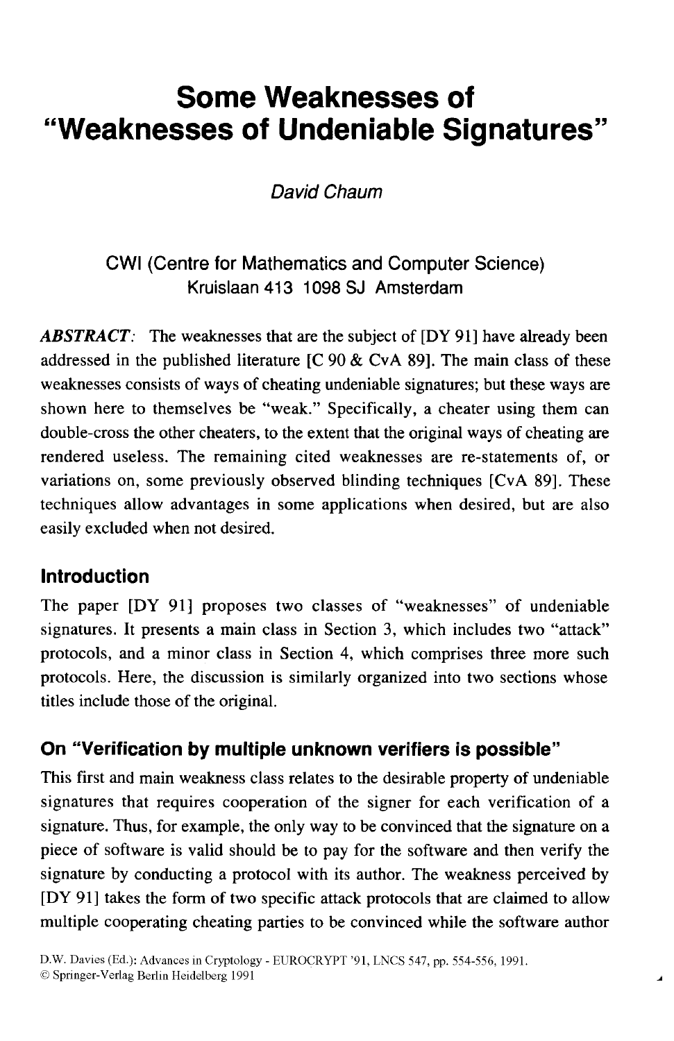# Some Weaknesses of "Weaknesses of Undeniable Signatures"

*David Chaum*

CWI (Centre for Mathematics and Computer Science)
Kruislaan 413 1098 SJ Amsterdam

***ABSTRACT***: The weaknesses that are the subject of [DY 91] have already been addressed in the published literature [C 90 & CvA 89]. The main class of these weaknesses consists of ways of cheating undeniable signatures; but these ways are shown here to themselves be "weak." Specifically, a cheater using them can double-cross the other cheaters, to the extent that the original ways of cheating are rendered useless. The remaining cited weaknesses are re-statements of, or variations on, some previously observed blinding techniques [CvA 89]. These techniques allow advantages in some applications when desired, but are also easily excluded when not desired.

## Introduction

The paper [DY 91] proposes two classes of "weaknesses" of undeniable signatures. It presents a main class in Section 3, which includes two "attack" protocols, and a minor class in Section 4, which comprises three more such protocols. Here, the discussion is similarly organized into two sections whose titles include those of the original.

## On "Verification by multiple unknown verifiers is possible"

This first and main weakness class relates to the desirable property of undeniable signatures that requires cooperation of the signer for each verification of a signature. Thus, for example, the only way to be convinced that the signature on a piece of software is valid should be to pay for the software and then verify the signature by conducting a protocol with its author. The weakness perceived by [DY 91] takes the form of two specific attack protocols that are claimed to allow multiple cooperating cheating parties to be convinced while the software author

D.W. Davies (Ed.): Advances in Cryptology - EUROCRYPT '91, LNCS 547, pp. 554-556, 1991.
© Springer-Verlag Berlin Heidelberg 1991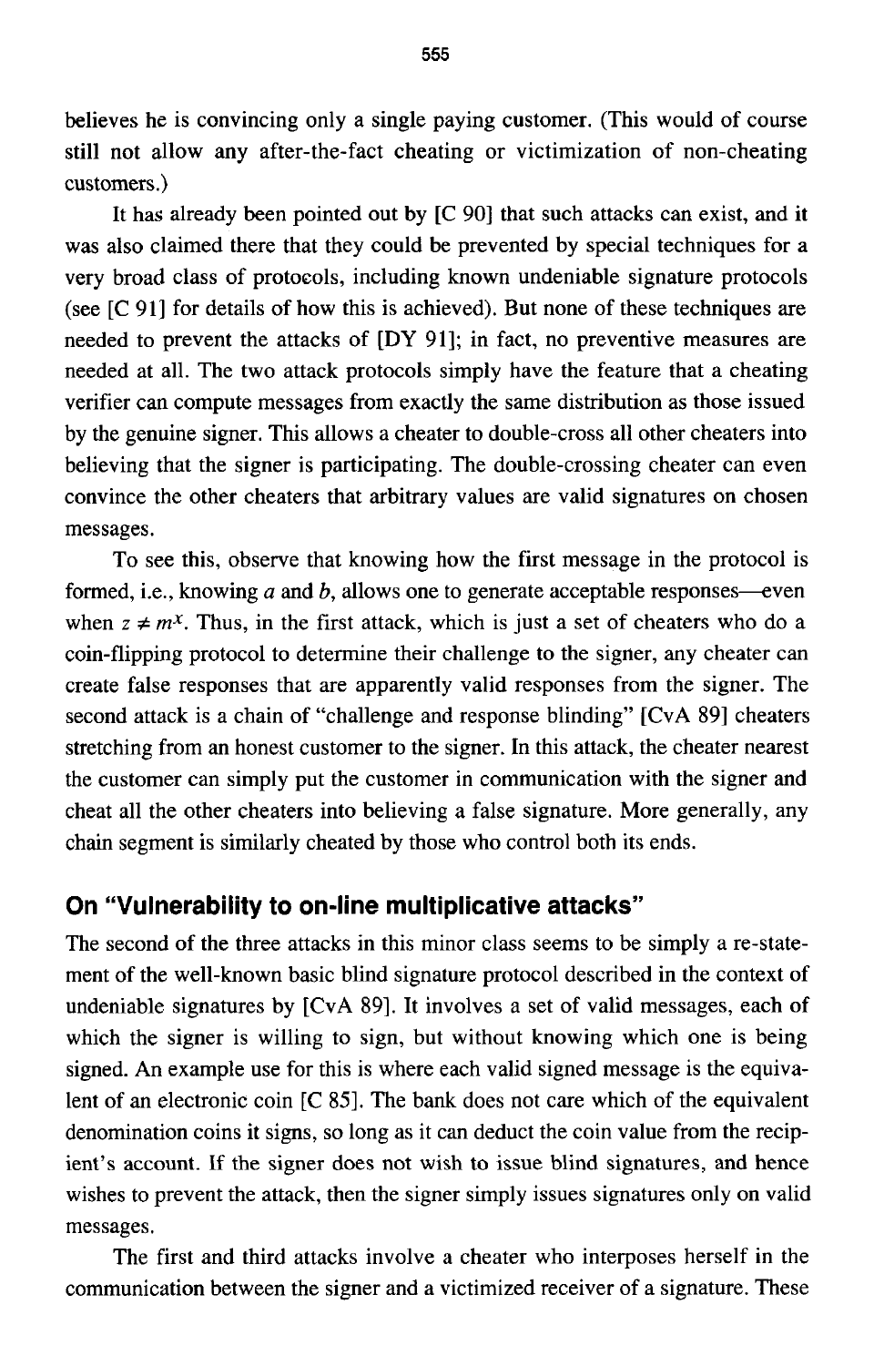believes he is convincing only a single paying customer. (This would of course still not allow any after-the-fact cheating or victimization of non-cheating customers.)

It has already been pointed out by [C 90] that such attacks can exist, and it was also claimed there that they could be prevented by special techniques for a very broad class of protocols, including known undeniable signature protocols (see [C 91] for details of how this is achieved). But none of these techniques are needed to prevent the attacks of [DY 91]; in fact, no preventive measures are needed at all. The two attack protocols simply have the feature that a cheating verifier can compute messages from exactly the same distribution as those issued by the genuine signer. This allows a cheater to double-cross all other cheaters into believing that the signer is participating. The double-crossing cheater can even convince the other cheaters that arbitrary values are valid signatures on chosen messages.

To see this, observe that knowing how the first message in the protocol is formed, i.e., knowing $a$ and $b$, allows one to generate acceptable responses—even when $z \neq m^x$. Thus, in the first attack, which is just a set of cheaters who do a coin-flipping protocol to determine their challenge to the signer, any cheater can create false responses that are apparently valid responses from the signer. The second attack is a chain of "challenge and response blinding" [CvA 89] cheaters stretching from an honest customer to the signer. In this attack, the cheater nearest the customer can simply put the customer in communication with the signer and cheat all the other cheaters into believing a false signature. More generally, any chain segment is similarly cheated by those who control both its ends.

## On "Vulnerability to on-line multiplicative attacks"

The second of the three attacks in this minor class seems to be simply a re-statement of the well-known basic blind signature protocol described in the context of undeniable signatures by [CvA 89]. It involves a set of valid messages, each of which the signer is willing to sign, but without knowing which one is being signed. An example use for this is where each valid signed message is the equivalent of an electronic coin [C 85]. The bank does not care which of the equivalent denomination coins it signs, so long as it can deduct the coin value from the recipient's account. If the signer does not wish to issue blind signatures, and hence wishes to prevent the attack, then the signer simply issues signatures only on valid messages.

The first and third attacks involve a cheater who interposes herself in the communication between the signer and a victimized receiver of a signature. These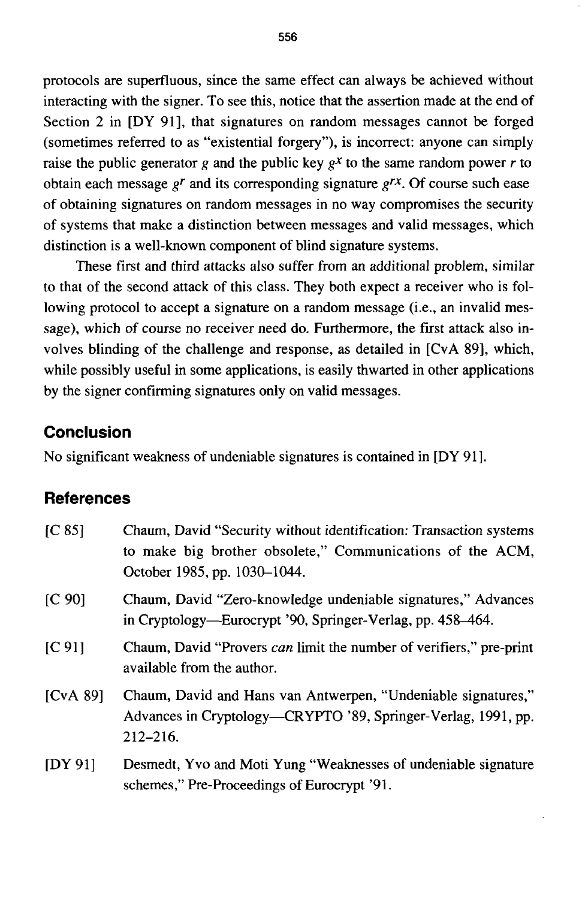protocols are superfluous, since the same effect can always be achieved without interacting with the signer. To see this, notice that the assertion made at the end of Section 2 in [DY 91], that signatures on random messages cannot be forged (sometimes referred to as "existential forgery"), is incorrect: anyone can simply raise the public generator $g$ and the public key $g^x$ to the same random power $r$ to obtain each message $g^r$ and its corresponding signature $g^{rx}$. Of course such ease of obtaining signatures on random messages in no way compromises the security of systems that make a distinction between messages and valid messages, which distinction is a well-known component of blind signature systems.

These first and third attacks also suffer from an additional problem, similar to that of the second attack of this class. They both expect a receiver who is following protocol to accept a signature on a random message (i.e., an invalid message), which of course no receiver need do. Furthermore, the first attack also involves blinding of the challenge and response, as detailed in [CvA 89], which, while possibly useful in some applications, is easily thwarted in other applications by the signer confirming signatures only on valid messages.

## Conclusion

No significant weakness of undeniable signatures is contained in [DY 91].

## References

[C 85] Chaum, David "Security without identification: Transaction systems to make big brother obsolete," Communications of the ACM, October 1985, pp. 1030–1044.

[C 90] Chaum, David "Zero-knowledge undeniable signatures," Advances in Cryptology—Eurocrypt '90, Springer-Verlag, pp. 458–464.

[C 91] Chaum, David "Provers *can* limit the number of verifiers," pre-print available from the author.

[CvA 89] Chaum, David and Hans van Antwerpen, "Undeniable signatures," Advances in Cryptology—CRYPTO '89, Springer-Verlag, 1991, pp. 212–216.

[DY 91] Desmedt, Yvo and Moti Yung "Weaknesses of undeniable signature schemes," Pre-Proceedings of Eurocrypt '91.